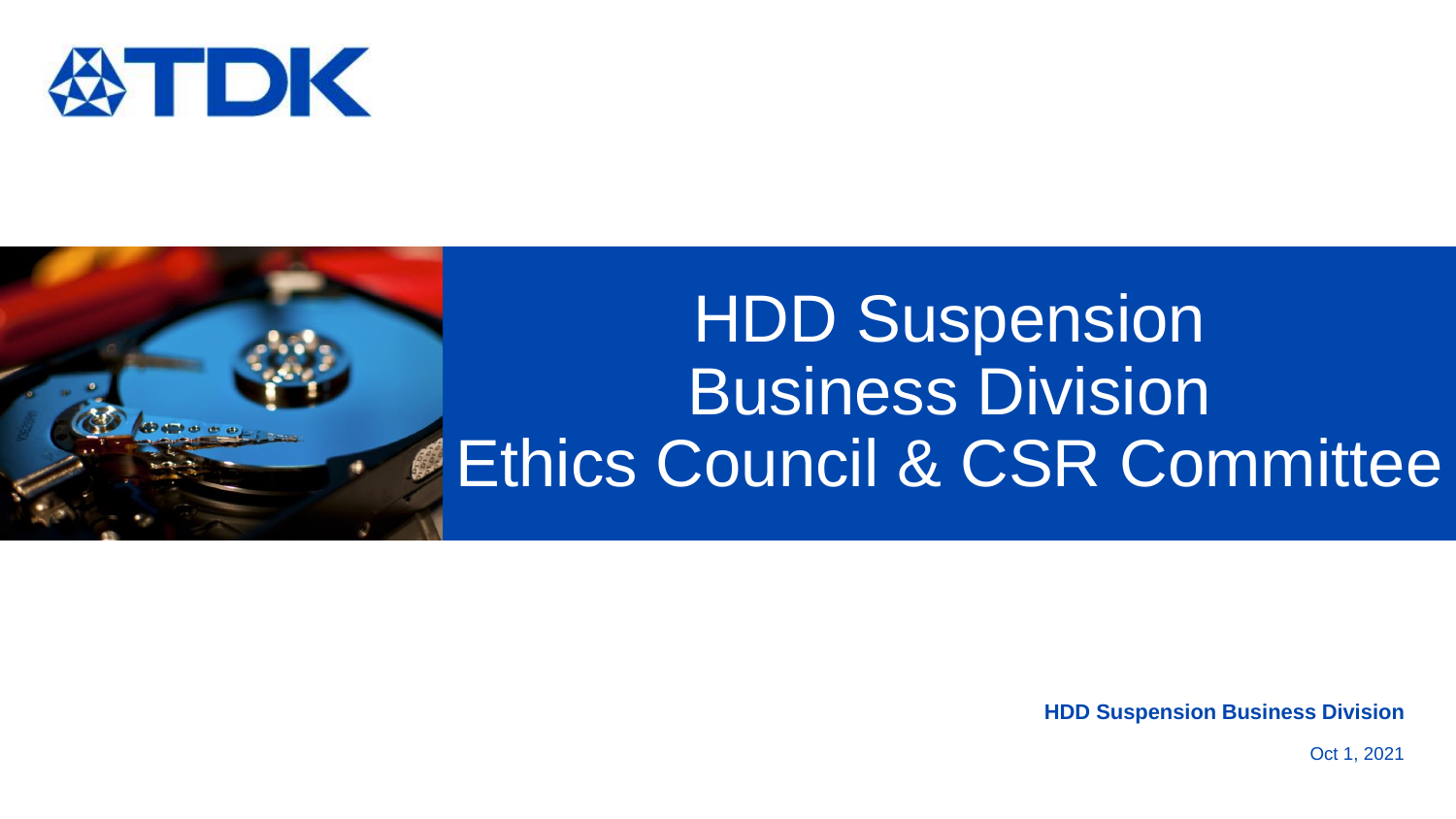TDK

# HDD Suspension Business Division Ethics Council & CSR Committee

**HDD Suspension Business Division**

Oct 1, 2021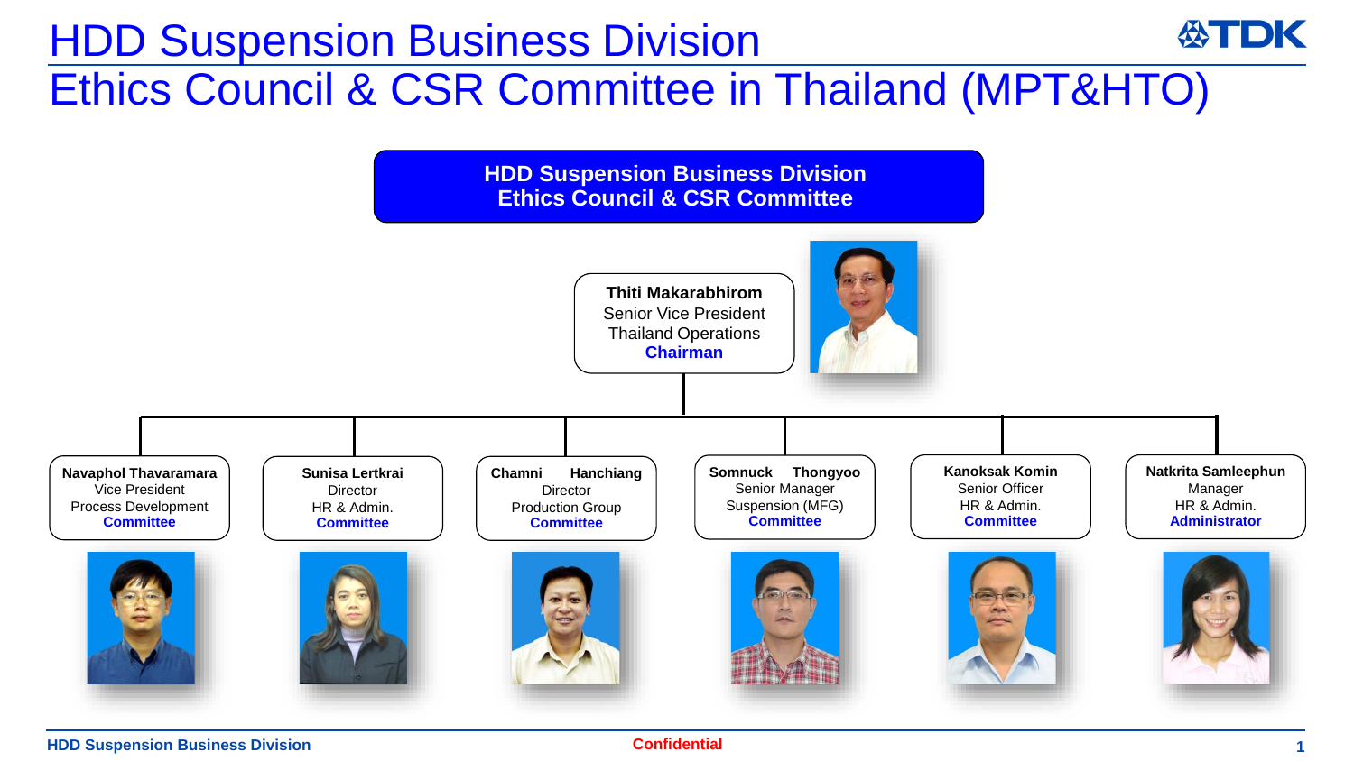# HDD Suspension Business Division
# Ethics Council & CSR Committee in Thailand (MPT&HTO)

## HDD Suspension Business Division Ethics Council & CSR Committee

**Thiti Makarabhirom**
Senior Vice President
Thailand Operations
**Chairman**

---

**Navaphol Thavaramara**
Vice President
Process Development
**Committee**

**Sunisa Lertkrai**
Director
HR & Admin.
**Committee**

**Chamni Hanchiang**
Director
Production Group
**Committee**

**Somnuck Thongyoo**
Senior Manager
Suspension (MFG)
**Committee**

**Kanoksak Komin**
Senior Officer
HR & Admin.
**Committee**

**Natkrita Samleephun**
Manager
HR & Admin.
**Administrator**

HDD Suspension Business Division

Confidential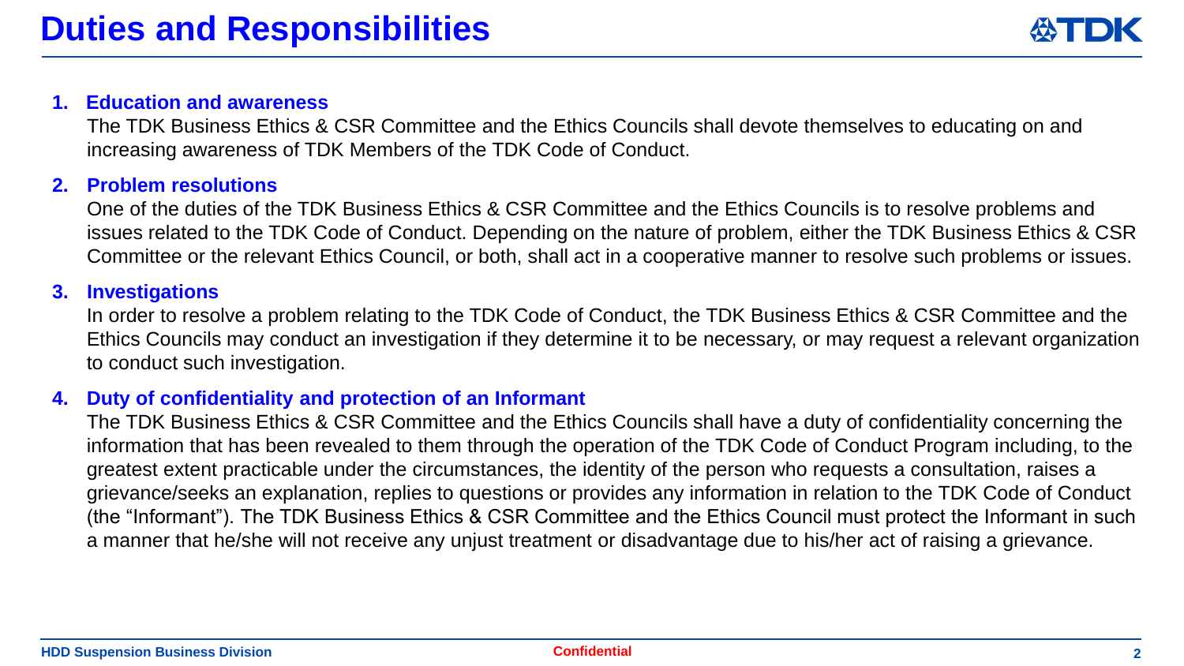# Duties and Responsibilities

1. **Education and awareness**

   The TDK Business Ethics & CSR Committee and the Ethics Councils shall devote themselves to educating on and increasing awareness of TDK Members of the TDK Code of Conduct.

2. **Problem resolutions**

   One of the duties of the TDK Business Ethics & CSR Committee and the Ethics Councils is to resolve problems and issues related to the TDK Code of Conduct. Depending on the nature of problem, either the TDK Business Ethics & CSR Committee or the relevant Ethics Council, or both, shall act in a cooperative manner to resolve such problems or issues.

3. **Investigations**

   In order to resolve a problem relating to the TDK Code of Conduct, the TDK Business Ethics & CSR Committee and the Ethics Councils may conduct an investigation if they determine it to be necessary, or may request a relevant organization to conduct such investigation.

4. **Duty of confidentiality and protection of an Informant**

   The TDK Business Ethics & CSR Committee and the Ethics Councils shall have a duty of confidentiality concerning the information that has been revealed to them through the operation of the TDK Code of Conduct Program including, to the greatest extent practicable under the circumstances, the identity of the person who requests a consultation, raises a grievance/seeks an explanation, replies to questions or provides any information in relation to the TDK Code of Conduct (the "Informant"). The TDK Business Ethics & CSR Committee and the Ethics Council must protect the Informant in such a manner that he/she will not receive any unjust treatment or disadvantage due to his/her act of raising a grievance.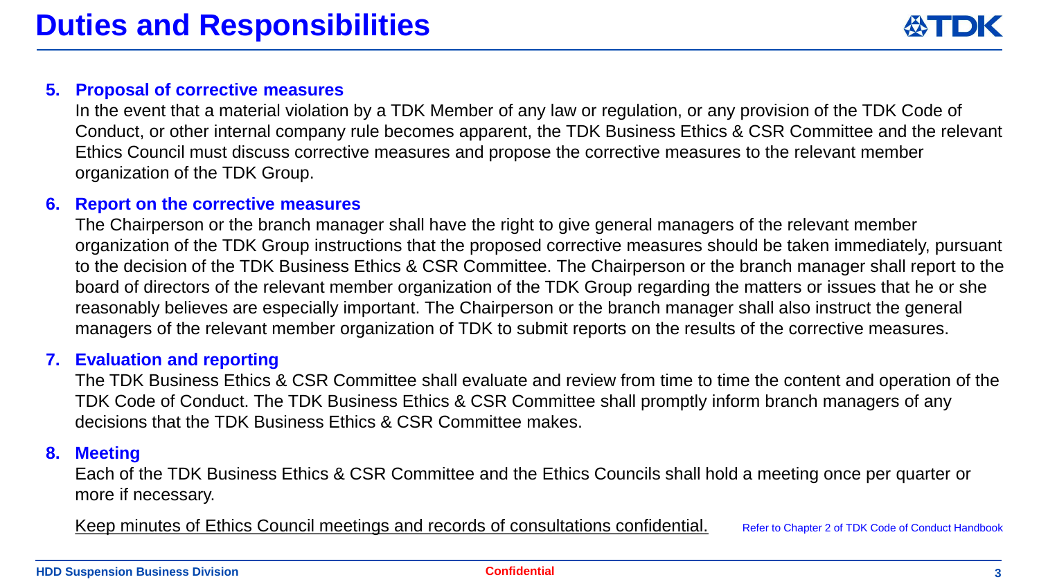# Duties and Responsibilities

5. **Proposal of corrective measures**

   In the event that a material violation by a TDK Member of any law or regulation, or any provision of the TDK Code of Conduct, or other internal company rule becomes apparent, the TDK Business Ethics & CSR Committee and the relevant Ethics Council must discuss corrective measures and propose the corrective measures to the relevant member organization of the TDK Group.

6. **Report on the corrective measures**

   The Chairperson or the branch manager shall have the right to give general managers of the relevant member organization of the TDK Group instructions that the proposed corrective measures should be taken immediately, pursuant to the decision of the TDK Business Ethics & CSR Committee. The Chairperson or the branch manager shall report to the board of directors of the relevant member organization of the TDK Group regarding the matters or issues that he or she reasonably believes are especially important. The Chairperson or the branch manager shall also instruct the general managers of the relevant member organization of TDK to submit reports on the results of the corrective measures.

7. **Evaluation and reporting**

   The TDK Business Ethics & CSR Committee shall evaluate and review from time to time the content and operation of the TDK Code of Conduct. The TDK Business Ethics & CSR Committee shall promptly inform branch managers of any decisions that the TDK Business Ethics & CSR Committee makes.

8. **Meeting**

   Each of the TDK Business Ethics & CSR Committee and the Ethics Councils shall hold a meeting once per quarter or more if necessary.

   <u>Keep minutes of Ethics Council meetings and records of consultations confidential.</u>

Refer to Chapter 2 of TDK Code of Conduct Handbook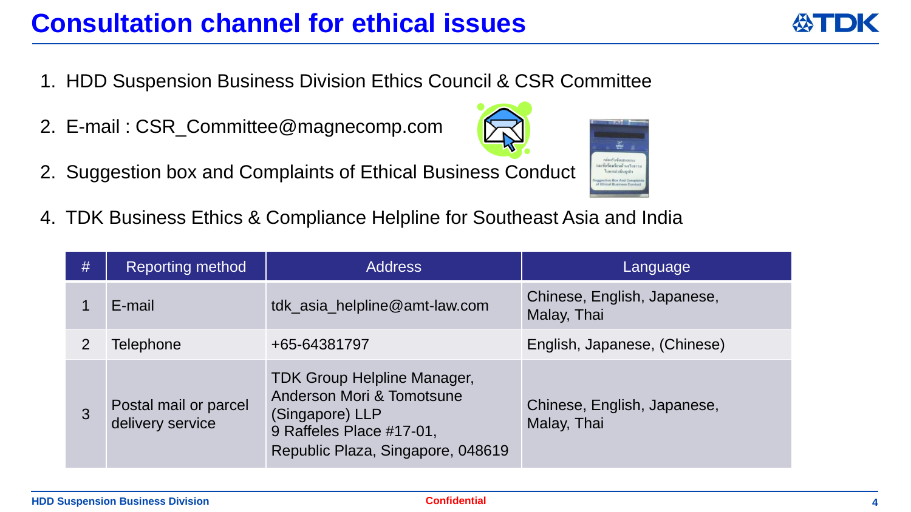# Consultation channel for ethical issues

1. HDD Suspension Business Division Ethics Council & CSR Committee
2. E-mail : CSR_Committee@magnecomp.com
2. Suggestion box and Complaints of Ethical Business Conduct
4. TDK Business Ethics & Compliance Helpline for Southeast Asia and India

| # | Reporting method | Address | Language |
|---|---|---|---|
| 1 | E-mail | tdk_asia_helpline@amt-law.com | Chinese, English, Japanese, Malay, Thai |
| 2 | Telephone | +65-64381797 | English, Japanese, (Chinese) |
| 3 | Postal mail or parcel delivery service | TDK Group Helpline Manager, Anderson Mori & Tomotsune (Singapore) LLP 9 Raffeles Place #17-01, Republic Plaza, Singapore, 048619 | Chinese, English, Japanese, Malay, Thai |

Confidential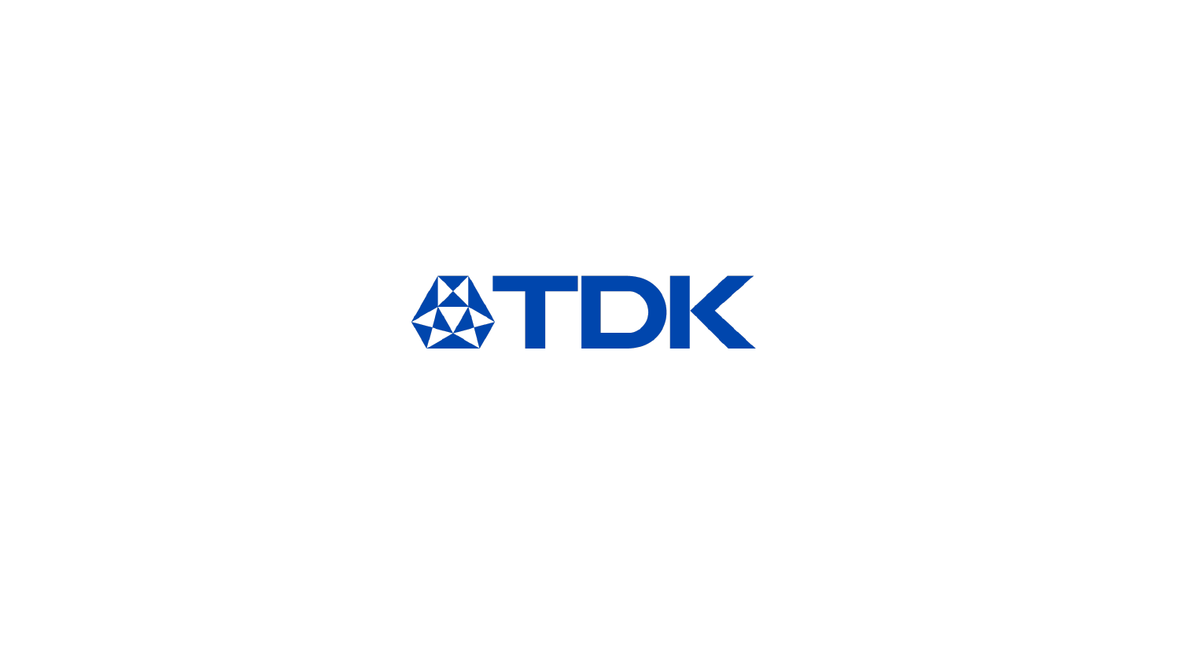TDK